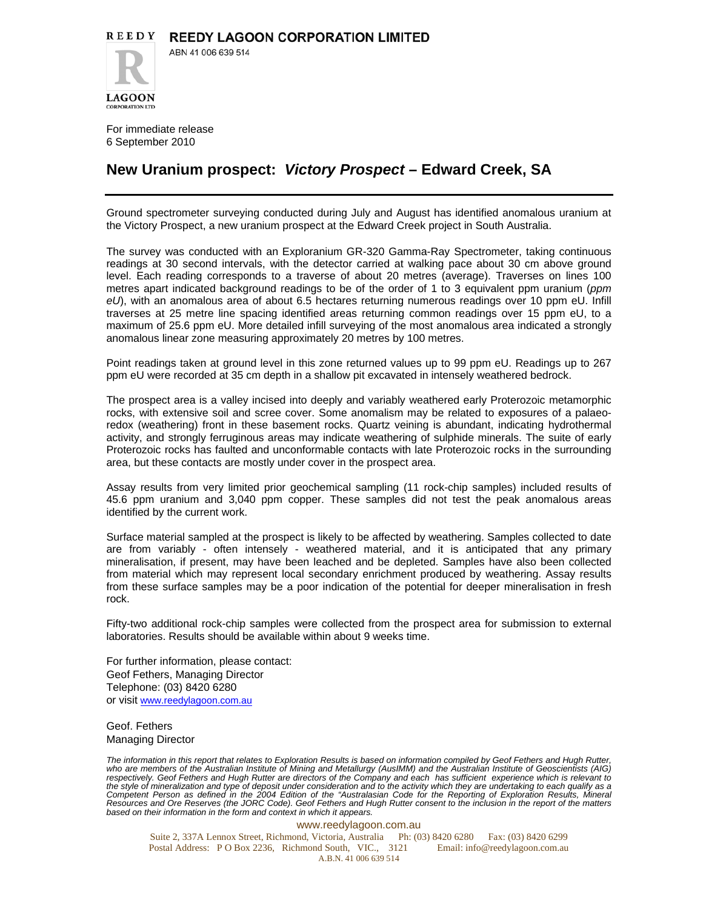# REEDY LAGOON CORPORATION LIMITED

ABN 41 006 639 514

For immediate release
6 September 2010

## New Uranium prospect: *Victory Prospect* – Edward Creek, SA

Ground spectrometer surveying conducted during July and August has identified anomalous uranium at the Victory Prospect, a new uranium prospect at the Edward Creek project in South Australia.

The survey was conducted with an Exploranium GR-320 Gamma-Ray Spectrometer, taking continuous readings at 30 second intervals, with the detector carried at walking pace about 30 cm above ground level. Each reading corresponds to a traverse of about 20 metres (average). Traverses on lines 100 metres apart indicated background readings to be of the order of 1 to 3 equivalent ppm uranium (*ppm eU*), with an anomalous area of about 6.5 hectares returning numerous readings over 10 ppm eU. Infill traverses at 25 metre line spacing identified areas returning common readings over 15 ppm eU, to a maximum of 25.6 ppm eU. More detailed infill surveying of the most anomalous area indicated a strongly anomalous linear zone measuring approximately 20 metres by 100 metres.

Point readings taken at ground level in this zone returned values up to 99 ppm eU. Readings up to 267 ppm eU were recorded at 35 cm depth in a shallow pit excavated in intensely weathered bedrock.

The prospect area is a valley incised into deeply and variably weathered early Proterozoic metamorphic rocks, with extensive soil and scree cover. Some anomalism may be related to exposures of a palaeo-redox (weathering) front in these basement rocks. Quartz veining is abundant, indicating hydrothermal activity, and strongly ferruginous areas may indicate weathering of sulphide minerals. The suite of early Proterozoic rocks has faulted and unconformable contacts with late Proterozoic rocks in the surrounding area, but these contacts are mostly under cover in the prospect area.

Assay results from very limited prior geochemical sampling (11 rock-chip samples) included results of 45.6 ppm uranium and 3,040 ppm copper. These samples did not test the peak anomalous areas identified by the current work.

Surface material sampled at the prospect is likely to be affected by weathering. Samples collected to date are from variably - often intensely - weathered material, and it is anticipated that any primary mineralisation, if present, may have been leached and be depleted. Samples have also been collected from material which may represent local secondary enrichment produced by weathering. Assay results from these surface samples may be a poor indication of the potential for deeper mineralisation in fresh rock.

Fifty-two additional rock-chip samples were collected from the prospect area for submission to external laboratories. Results should be available within about 9 weeks time.

For further information, please contact:
Geof Fethers, Managing Director
Telephone: (03) 8420 6280
or visit www.reedylagoon.com.au

Geof. Fethers
Managing Director

*The information in this report that relates to Exploration Results is based on information compiled by Geof Fethers and Hugh Rutter, who are members of the Australian Institute of Mining and Metallurgy (AusIMM) and the Australian Institute of Geoscientists (AIG) respectively. Geof Fethers and Hugh Rutter are directors of the Company and each has sufficient experience which is relevant to the style of mineralization and type of deposit under consideration and to the activity which they are undertaking to each qualify as a Competent Person as defined in the 2004 Edition of the "Australasian Code for the Reporting of Exploration Results, Mineral Resources and Ore Reserves (the JORC Code). Geof Fethers and Hugh Rutter consent to the inclusion in the report of the matters based on their information in the form and context in which it appears.*

www.reedylagoon.com.au
Suite 2, 337A Lennox Street, Richmond, Victoria, Australia Ph: (03) 8420 6280 Fax: (03) 8420 6299
Postal Address: P O Box 2236, Richmond South, VIC., 3121 Email: info@reedylagoon.com.au
A.B.N. 41 006 639 514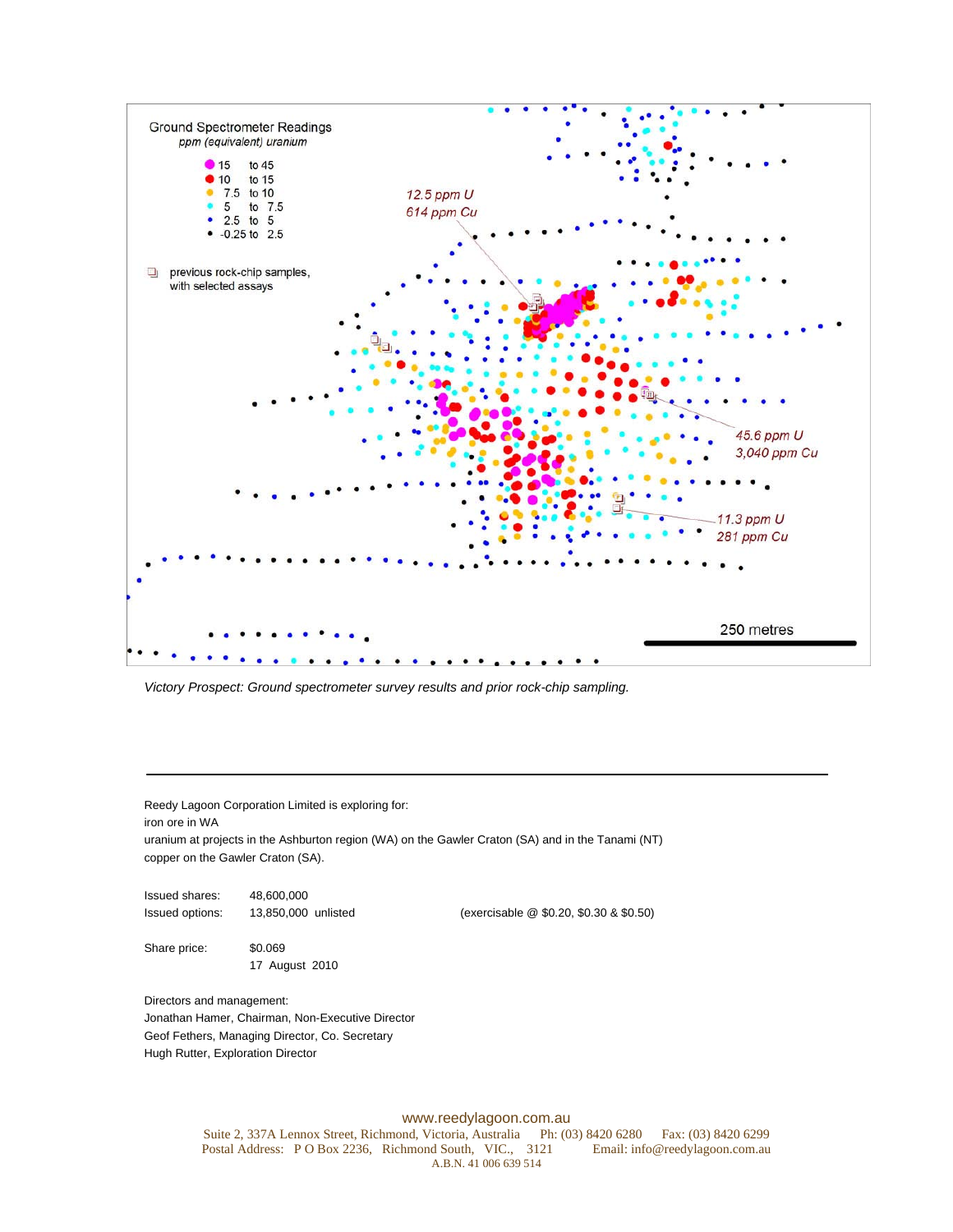Ground Spectrometer Readings
ppm (equivalent) uranium

15 to 45
10 to 15
7.5 to 10
5 to 7.5
2.5 to 5
-0.25 to 2.5

previous rock-chip samples, with selected assays

12.5 ppm U
614 ppm Cu

45.6 ppm U
3,040 ppm Cu

11.3 ppm U
281 ppm Cu

250 metres

*Victory Prospect: Ground spectrometer survey results and prior rock-chip sampling.*

---

Reedy Lagoon Corporation Limited is exploring for:
iron ore in WA
uranium at projects in the Ashburton region (WA) on the Gawler Craton (SA) and in the Tanami (NT)
copper on the Gawler Craton (SA).

| | | |
|---|---|---|
| Issued shares: | 48,600,000 | |
| Issued options: | 13,850,000 unlisted | (exercisable @ $0.20, $0.30 & $0.50) |
| Share price: | $0.069<br>17 August 2010 | |

Directors and management:
Jonathan Hamer, Chairman, Non-Executive Director
Geof Fethers, Managing Director, Co. Secretary
Hugh Rutter, Exploration Director

www.reedylagoon.com.au
Suite 2, 337A Lennox Street, Richmond, Victoria, Australia Ph: (03) 8420 6280 Fax: (03) 8420 6299
Postal Address: P O Box 2236, Richmond South, VIC., 3121 Email: info@reedylagoon.com.au
A.B.N. 41 006 639 514